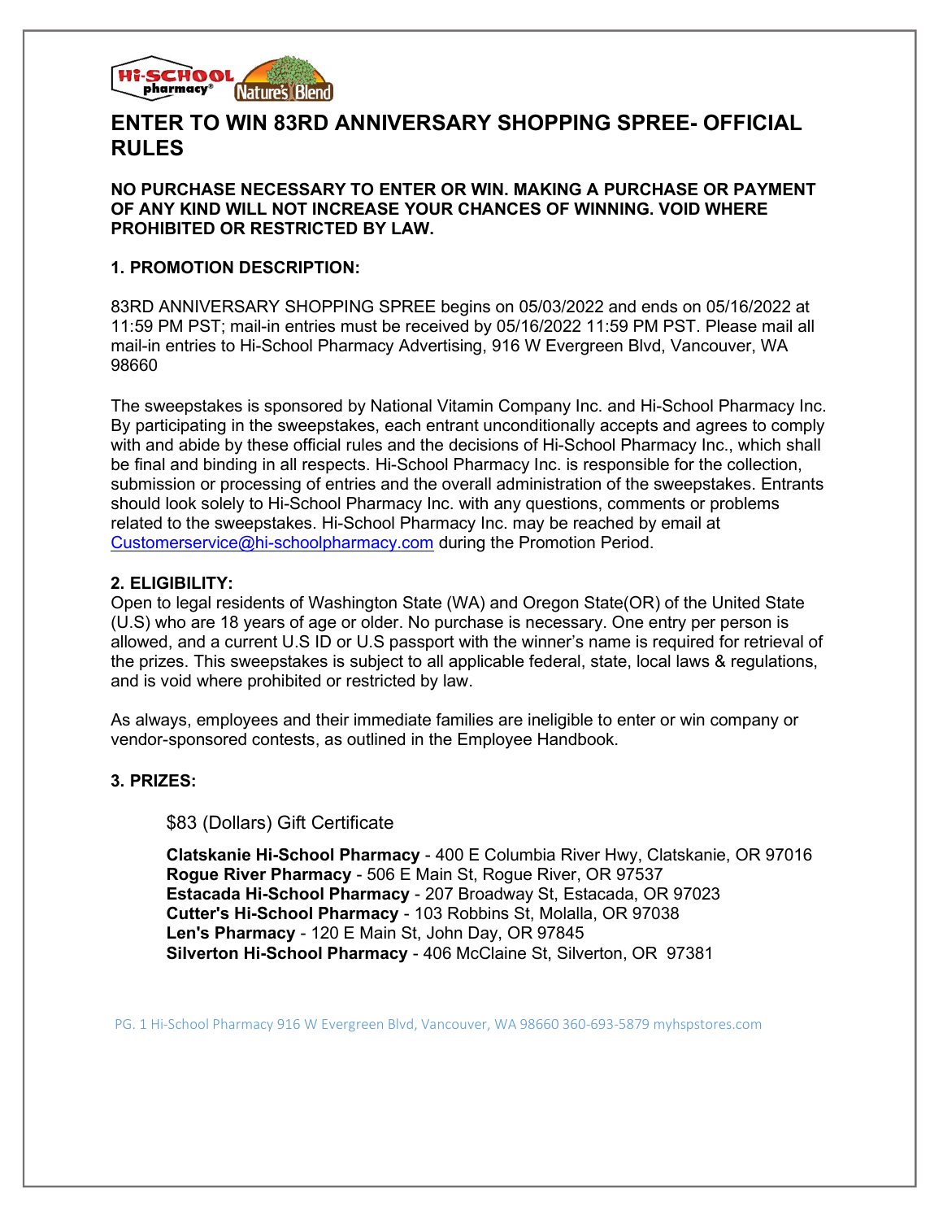# ENTER TO WIN 83RD ANNIVERSARY SHOPPING SPREE- OFFICIAL RULES

**NO PURCHASE NECESSARY TO ENTER OR WIN. MAKING A PURCHASE OR PAYMENT OF ANY KIND WILL NOT INCREASE YOUR CHANCES OF WINNING. VOID WHERE PROHIBITED OR RESTRICTED BY LAW.**

## 1. PROMOTION DESCRIPTION:

83RD ANNIVERSARY SHOPPING SPREE begins on 05/03/2022 and ends on 05/16/2022 at 11:59 PM PST; mail-in entries must be received by 05/16/2022 11:59 PM PST. Please mail all mail-in entries to Hi-School Pharmacy Advertising, 916 W Evergreen Blvd, Vancouver, WA 98660

The sweepstakes is sponsored by National Vitamin Company Inc. and Hi-School Pharmacy Inc. By participating in the sweepstakes, each entrant unconditionally accepts and agrees to comply with and abide by these official rules and the decisions of Hi-School Pharmacy Inc., which shall be final and binding in all respects. Hi-School Pharmacy Inc. is responsible for the collection, submission or processing of entries and the overall administration of the sweepstakes. Entrants should look solely to Hi-School Pharmacy Inc. with any questions, comments or problems related to the sweepstakes. Hi-School Pharmacy Inc. may be reached by email at Customerservice@hi-schoolpharmacy.com during the Promotion Period.

## 2. ELIGIBILITY:

Open to legal residents of Washington State (WA) and Oregon State(OR) of the United State (U.S) who are 18 years of age or older. No purchase is necessary. One entry per person is allowed, and a current U.S ID or U.S passport with the winner's name is required for retrieval of the prizes. This sweepstakes is subject to all applicable federal, state, local laws & regulations, and is void where prohibited or restricted by law.

As always, employees and their immediate families are ineligible to enter or win company or vendor-sponsored contests, as outlined in the Employee Handbook.

## 3. PRIZES:

$83 (Dollars) Gift Certificate

**Clatskanie Hi-School Pharmacy** - 400 E Columbia River Hwy, Clatskanie, OR 97016
**Rogue River Pharmacy** - 506 E Main St, Rogue River, OR 97537
**Estacada Hi-School Pharmacy** - 207 Broadway St, Estacada, OR 97023
**Cutter's Hi-School Pharmacy** - 103 Robbins St, Molalla, OR 97038
**Len's Pharmacy** - 120 E Main St, John Day, OR 97845
**Silverton Hi-School Pharmacy** - 406 McClaine St, Silverton, OR 97381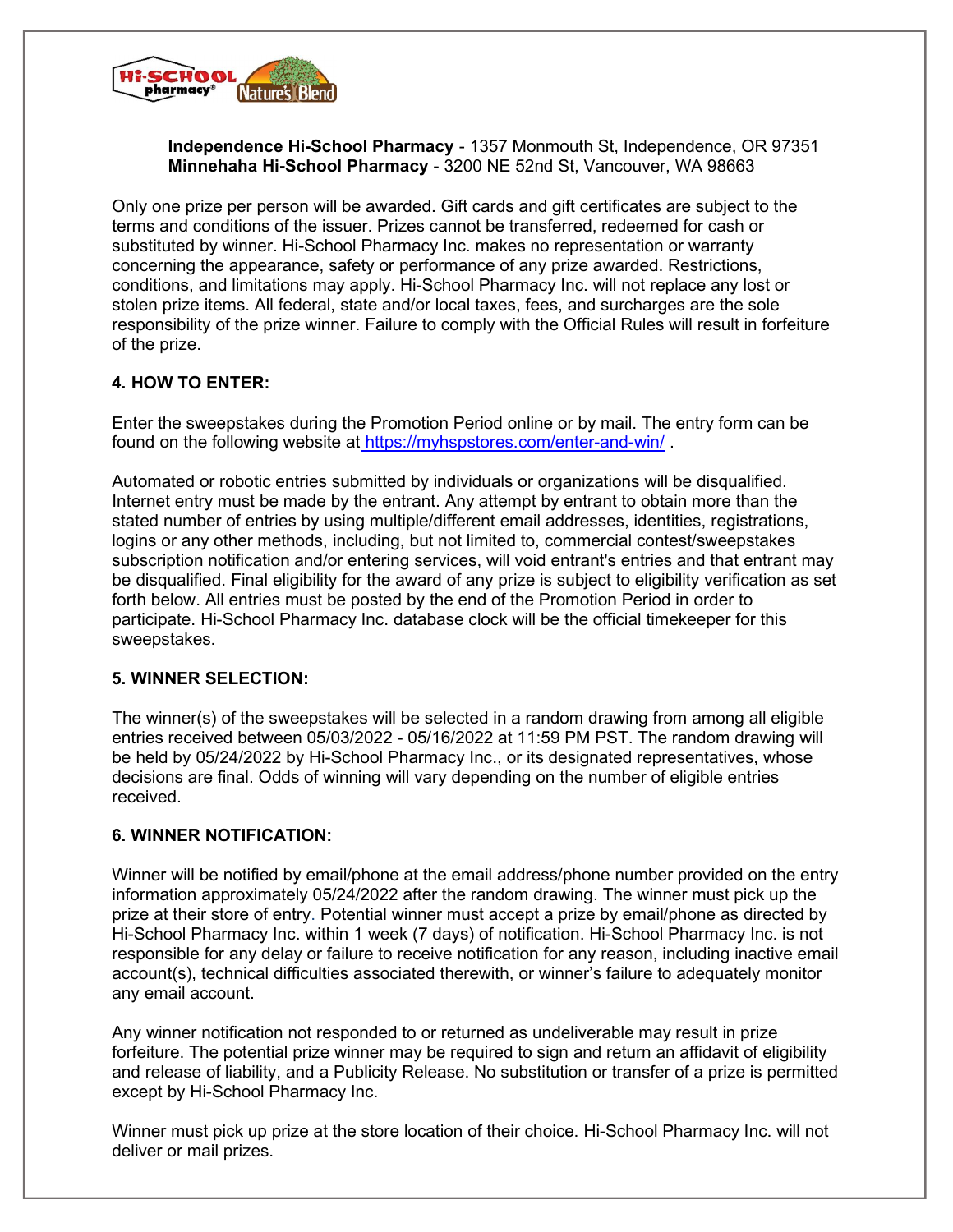**Independence Hi-School Pharmacy** - 1357 Monmouth St, Independence, OR 97351
**Minnehaha Hi-School Pharmacy** - 3200 NE 52nd St, Vancouver, WA 98663

Only one prize per person will be awarded. Gift cards and gift certificates are subject to the terms and conditions of the issuer. Prizes cannot be transferred, redeemed for cash or substituted by winner. Hi-School Pharmacy Inc. makes no representation or warranty concerning the appearance, safety or performance of any prize awarded. Restrictions, conditions, and limitations may apply. Hi-School Pharmacy Inc. will not replace any lost or stolen prize items. All federal, state and/or local taxes, fees, and surcharges are the sole responsibility of the prize winner. Failure to comply with the Official Rules will result in forfeiture of the prize.

**4. HOW TO ENTER:**

Enter the sweepstakes during the Promotion Period online or by mail. The entry form can be found on the following website at https://myhspstores.com/enter-and-win/ .

Automated or robotic entries submitted by individuals or organizations will be disqualified. Internet entry must be made by the entrant. Any attempt by entrant to obtain more than the stated number of entries by using multiple/different email addresses, identities, registrations, logins or any other methods, including, but not limited to, commercial contest/sweepstakes subscription notification and/or entering services, will void entrant's entries and that entrant may be disqualified. Final eligibility for the award of any prize is subject to eligibility verification as set forth below. All entries must be posted by the end of the Promotion Period in order to participate. Hi-School Pharmacy Inc. database clock will be the official timekeeper for this sweepstakes.

**5. WINNER SELECTION:**

The winner(s) of the sweepstakes will be selected in a random drawing from among all eligible entries received between 05/03/2022 - 05/16/2022 at 11:59 PM PST. The random drawing will be held by 05/24/2022 by Hi-School Pharmacy Inc., or its designated representatives, whose decisions are final. Odds of winning will vary depending on the number of eligible entries received.

**6. WINNER NOTIFICATION:**

Winner will be notified by email/phone at the email address/phone number provided on the entry information approximately 05/24/2022 after the random drawing. The winner must pick up the prize at their store of entry. Potential winner must accept a prize by email/phone as directed by Hi-School Pharmacy Inc. within 1 week (7 days) of notification. Hi-School Pharmacy Inc. is not responsible for any delay or failure to receive notification for any reason, including inactive email account(s), technical difficulties associated therewith, or winner's failure to adequately monitor any email account.

Any winner notification not responded to or returned as undeliverable may result in prize forfeiture. The potential prize winner may be required to sign and return an affidavit of eligibility and release of liability, and a Publicity Release. No substitution or transfer of a prize is permitted except by Hi-School Pharmacy Inc.

Winner must pick up prize at the store location of their choice. Hi-School Pharmacy Inc. will not deliver or mail prizes.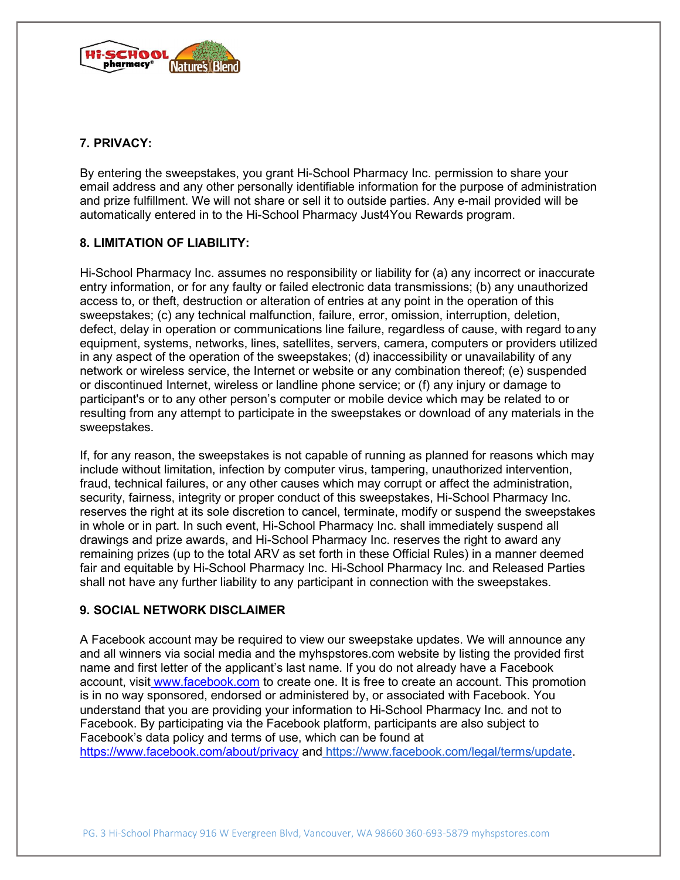## 7. PRIVACY:

By entering the sweepstakes, you grant Hi-School Pharmacy Inc. permission to share your email address and any other personally identifiable information for the purpose of administration and prize fulfillment. We will not share or sell it to outside parties. Any e-mail provided will be automatically entered in to the Hi-School Pharmacy Just4You Rewards program.

## 8. LIMITATION OF LIABILITY:

Hi-School Pharmacy Inc. assumes no responsibility or liability for (a) any incorrect or inaccurate entry information, or for any faulty or failed electronic data transmissions; (b) any unauthorized access to, or theft, destruction or alteration of entries at any point in the operation of this sweepstakes; (c) any technical malfunction, failure, error, omission, interruption, deletion, defect, delay in operation or communications line failure, regardless of cause, with regard to any equipment, systems, networks, lines, satellites, servers, camera, computers or providers utilized in any aspect of the operation of the sweepstakes; (d) inaccessibility or unavailability of any network or wireless service, the Internet or website or any combination thereof; (e) suspended or discontinued Internet, wireless or landline phone service; or (f) any injury or damage to participant's or to any other person's computer or mobile device which may be related to or resulting from any attempt to participate in the sweepstakes or download of any materials in the sweepstakes.

If, for any reason, the sweepstakes is not capable of running as planned for reasons which may include without limitation, infection by computer virus, tampering, unauthorized intervention, fraud, technical failures, or any other causes which may corrupt or affect the administration, security, fairness, integrity or proper conduct of this sweepstakes, Hi-School Pharmacy Inc. reserves the right at its sole discretion to cancel, terminate, modify or suspend the sweepstakes in whole or in part. In such event, Hi-School Pharmacy Inc. shall immediately suspend all drawings and prize awards, and Hi-School Pharmacy Inc. reserves the right to award any remaining prizes (up to the total ARV as set forth in these Official Rules) in a manner deemed fair and equitable by Hi-School Pharmacy Inc. Hi-School Pharmacy Inc. and Released Parties shall not have any further liability to any participant in connection with the sweepstakes.

## 9. SOCIAL NETWORK DISCLAIMER

A Facebook account may be required to view our sweepstake updates. We will announce any and all winners via social media and the myhspstores.com website by listing the provided first name and first letter of the applicant's last name. If you do not already have a Facebook account, visit www.facebook.com to create one. It is free to create an account. This promotion is in no way sponsored, endorsed or administered by, or associated with Facebook. You understand that you are providing your information to Hi-School Pharmacy Inc. and not to Facebook. By participating via the Facebook platform, participants are also subject to Facebook's data policy and terms of use, which can be found at https://www.facebook.com/about/privacy and https://www.facebook.com/legal/terms/update.